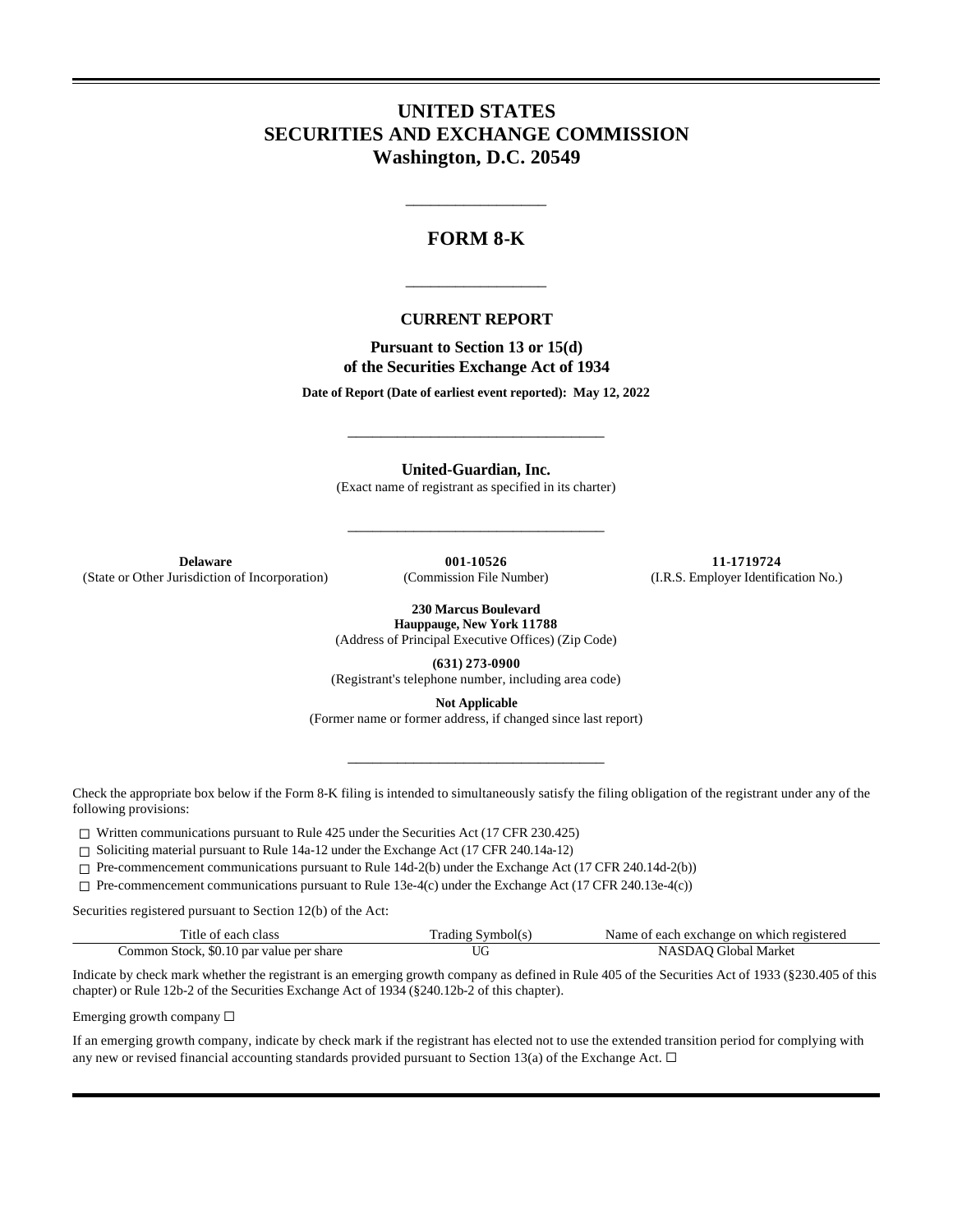# UNITED STATES
# SECURITIES AND EXCHANGE COMMISSION
# Washington, D.C. 20549

---

## FORM 8-K

---

### CURRENT REPORT

**Pursuant to Section 13 or 15(d)**
**of the Securities Exchange Act of 1934**

**Date of Report (Date of earliest event reported): May 12, 2022**

---

**United-Guardian, Inc.**
(Exact name of registrant as specified in its charter)

---

| **Delaware** | **001-10526** | **11-1719724** |
|---|---|---|
| (State or Other Jurisdiction of Incorporation) | (Commission File Number) | (I.R.S. Employer Identification No.) |

**230 Marcus Boulevard**
**Hauppauge, New York 11788**
(Address of Principal Executive Offices) (Zip Code)

**(631) 273-0900**
(Registrant's telephone number, including area code)

**Not Applicable**
(Former name or former address, if changed since last report)

---

Check the appropriate box below if the Form 8-K filing is intended to simultaneously satisfy the filing obligation of the registrant under any of the following provisions:

☐ Written communications pursuant to Rule 425 under the Securities Act (17 CFR 230.425)

☐ Soliciting material pursuant to Rule 14a-12 under the Exchange Act (17 CFR 240.14a-12)

☐ Pre-commencement communications pursuant to Rule 14d-2(b) under the Exchange Act (17 CFR 240.14d-2(b))

☐ Pre-commencement communications pursuant to Rule 13e-4(c) under the Exchange Act (17 CFR 240.13e-4(c))

Securities registered pursuant to Section 12(b) of the Act:

| Title of each class | Trading Symbol(s) | Name of each exchange on which registered |
|---|---|---|
| Common Stock, $0.10 par value per share | UG | NASDAQ Global Market |

Indicate by check mark whether the registrant is an emerging growth company as defined in Rule 405 of the Securities Act of 1933 (§230.405 of this chapter) or Rule 12b-2 of the Securities Exchange Act of 1934 (§240.12b-2 of this chapter).

Emerging growth company ☐

If an emerging growth company, indicate by check mark if the registrant has elected not to use the extended transition period for complying with any new or revised financial accounting standards provided pursuant to Section 13(a) of the Exchange Act. ☐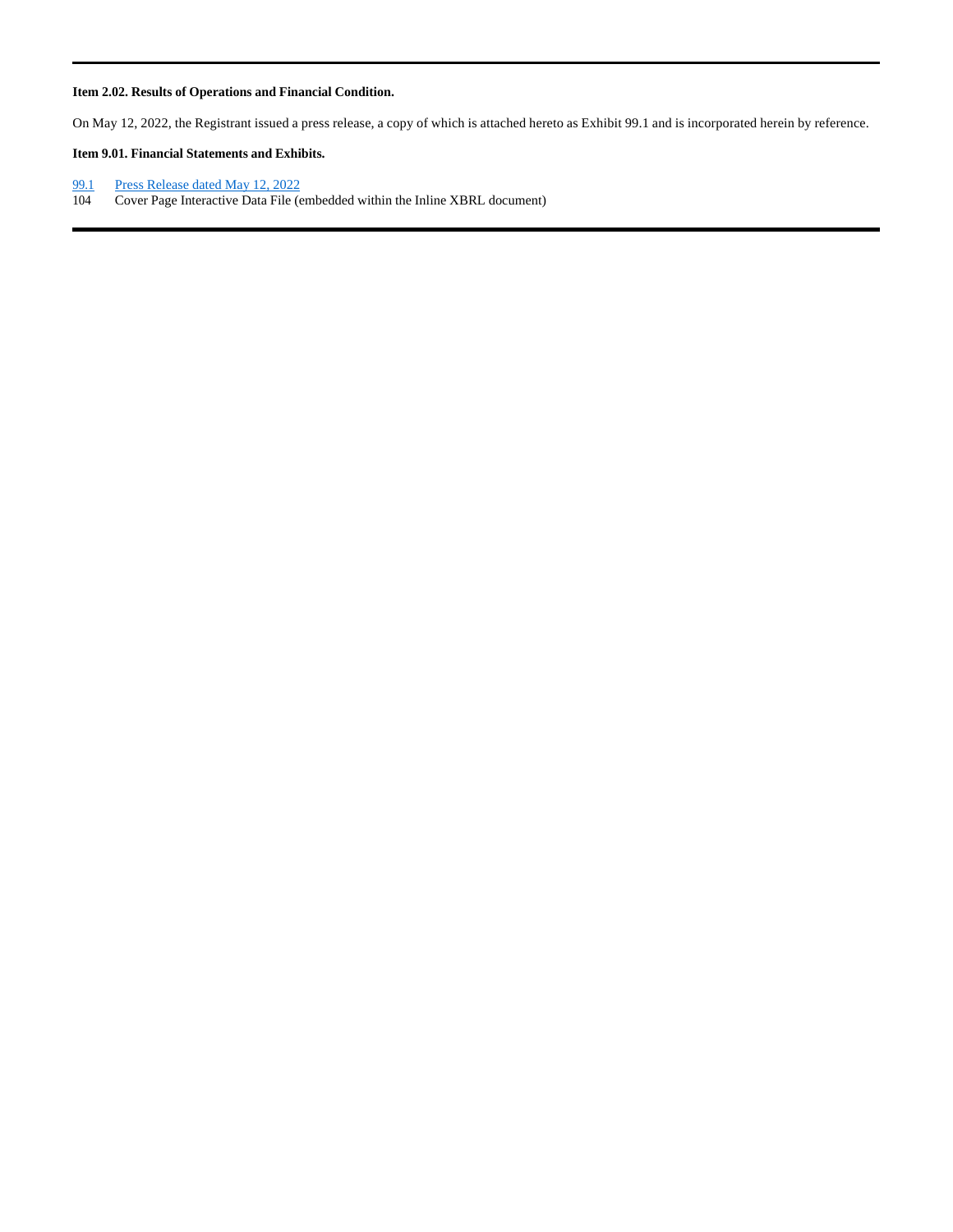**Item 2.02. Results of Operations and Financial Condition.**

On May 12, 2022, the Registrant issued a press release, a copy of which is attached hereto as Exhibit 99.1 and is incorporated herein by reference.

**Item 9.01. Financial Statements and Exhibits.**

| | |
|---|---|
| 99.1 | Press Release dated May 12, 2022 |
| 104 | Cover Page Interactive Data File (embedded within the Inline XBRL document) |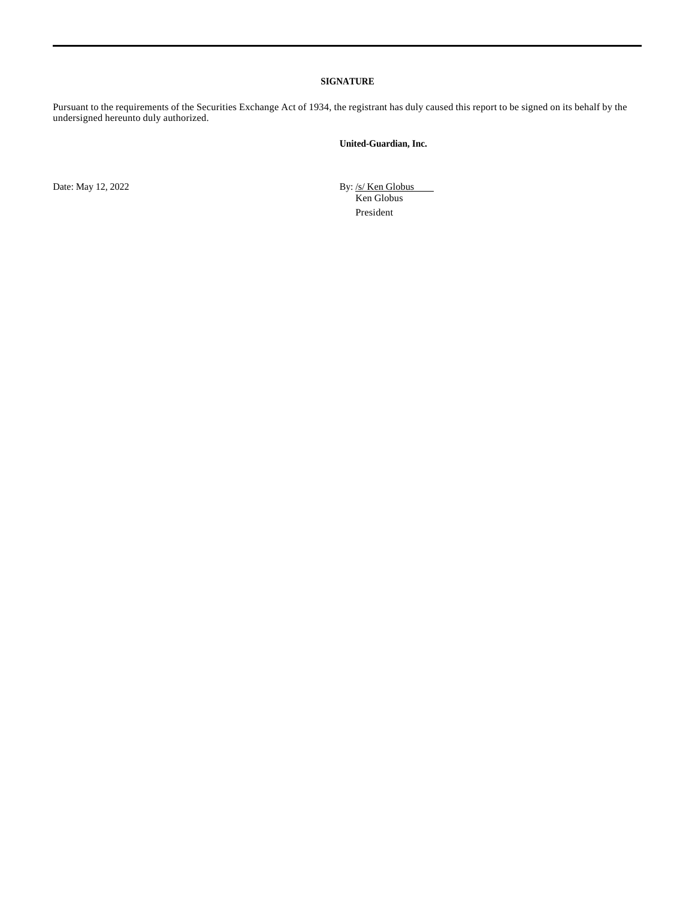**SIGNATURE**

Pursuant to the requirements of the Securities Exchange Act of 1934, the registrant has duly caused this report to be signed on its behalf by the undersigned hereunto duly authorized.

**United-Guardian, Inc.**

Date: May 12, 2022

By: /s/ Ken Globus
Ken Globus
President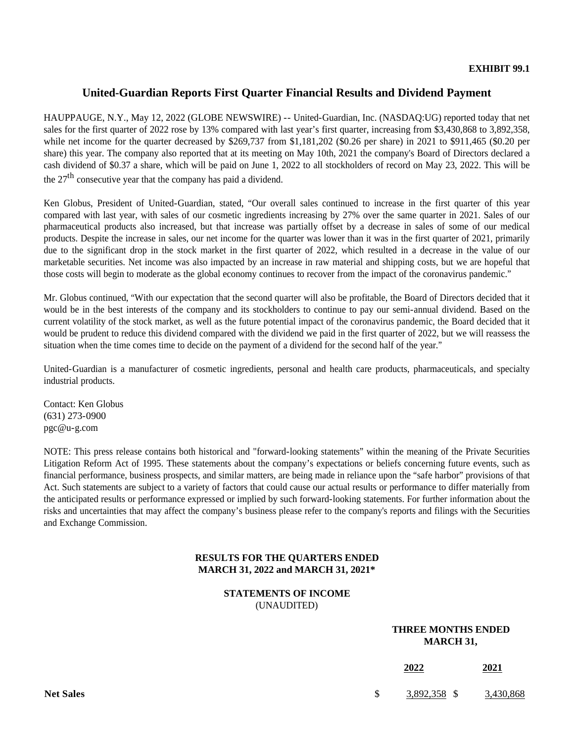**EXHIBIT 99.1**

## United-Guardian Reports First Quarter Financial Results and Dividend Payment

HAUPPAUGE, N.Y., May 12, 2022 (GLOBE NEWSWIRE) -- United-Guardian, Inc. (NASDAQ:UG) reported today that net sales for the first quarter of 2022 rose by 13% compared with last year's first quarter, increasing from $3,430,868 to 3,892,358, while net income for the quarter decreased by $269,737 from $1,181,202 ($0.26 per share) in 2021 to $911,465 ($0.20 per share) this year. The company also reported that at its meeting on May 10th, 2021 the company's Board of Directors declared a cash dividend of $0.37 a share, which will be paid on June 1, 2022 to all stockholders of record on May 23, 2022. This will be the 27th consecutive year that the company has paid a dividend.

Ken Globus, President of United-Guardian, stated, "Our overall sales continued to increase in the first quarter of this year compared with last year, with sales of our cosmetic ingredients increasing by 27% over the same quarter in 2021. Sales of our pharmaceutical products also increased, but that increase was partially offset by a decrease in sales of some of our medical products. Despite the increase in sales, our net income for the quarter was lower than it was in the first quarter of 2021, primarily due to the significant drop in the stock market in the first quarter of 2022, which resulted in a decrease in the value of our marketable securities. Net income was also impacted by an increase in raw material and shipping costs, but we are hopeful that those costs will begin to moderate as the global economy continues to recover from the impact of the coronavirus pandemic."

Mr. Globus continued, "With our expectation that the second quarter will also be profitable, the Board of Directors decided that it would be in the best interests of the company and its stockholders to continue to pay our semi-annual dividend. Based on the current volatility of the stock market, as well as the future potential impact of the coronavirus pandemic, the Board decided that it would be prudent to reduce this dividend compared with the dividend we paid in the first quarter of 2022, but we will reassess the situation when the time comes time to decide on the payment of a dividend for the second half of the year."

United-Guardian is a manufacturer of cosmetic ingredients, personal and health care products, pharmaceuticals, and specialty industrial products.

Contact: Ken Globus
(631) 273-0900
pgc@u-g.com

NOTE: This press release contains both historical and "forward-looking statements" within the meaning of the Private Securities Litigation Reform Act of 1995. These statements about the company's expectations or beliefs concerning future events, such as financial performance, business prospects, and similar matters, are being made in reliance upon the "safe harbor" provisions of that Act. Such statements are subject to a variety of factors that could cause our actual results or performance to differ materially from the anticipated results or performance expressed or implied by such forward-looking statements. For further information about the risks and uncertainties that may affect the company's business please refer to the company's reports and filings with the Securities and Exchange Commission.

**RESULTS FOR THE QUARTERS ENDED MARCH 31, 2022 and MARCH 31, 2021\***

**STATEMENTS OF INCOME**
(UNAUDITED)

| | THREE MONTHS ENDED MARCH 31, | |
|---|---|---|
| | **2022** | **2021** |
| **Net Sales** | $ 3,892,358 | $ 3,430,868 |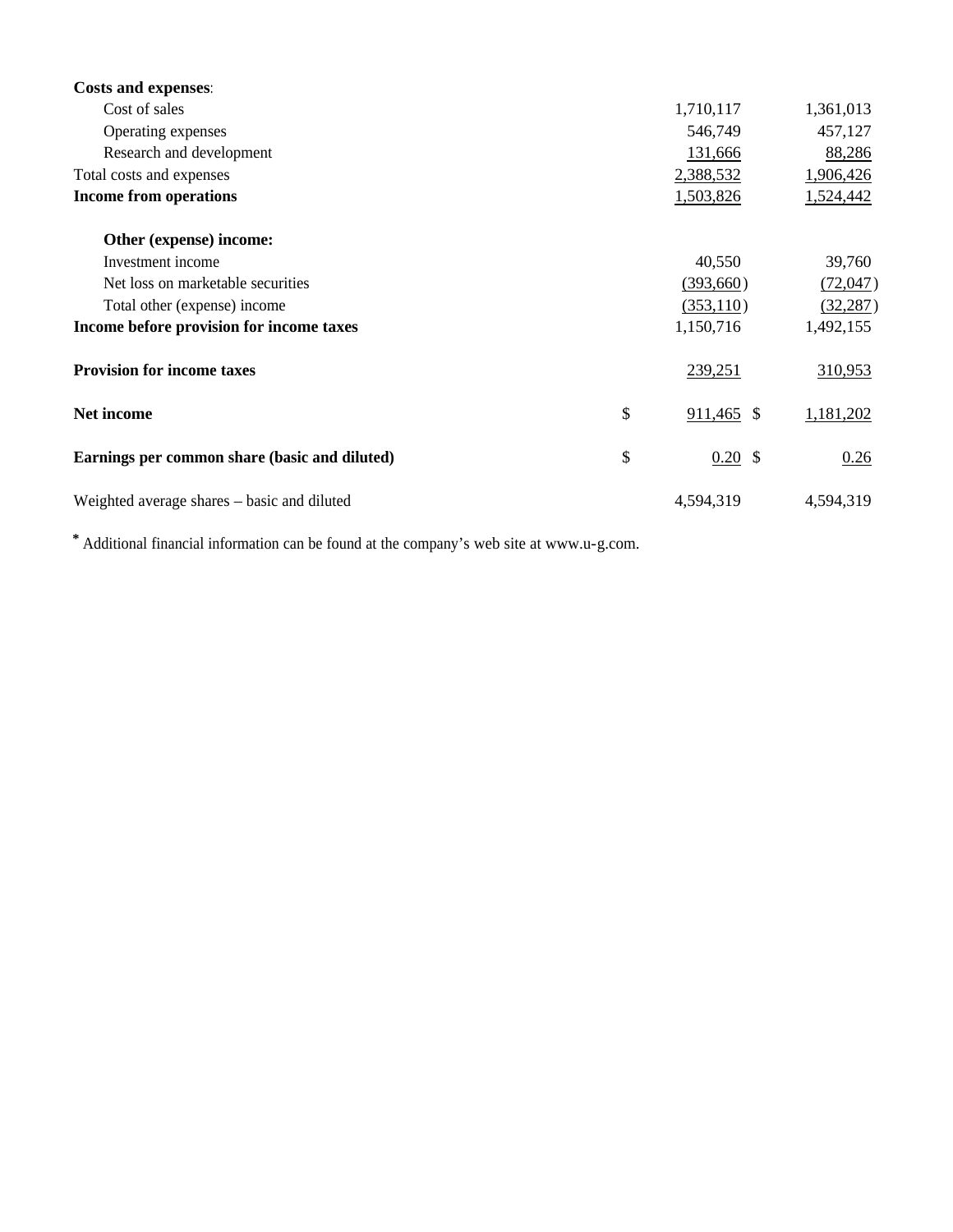| | | |
|---|---|---|
| **Costs and expenses**: | | |
| Cost of sales | 1,710,117 | 1,361,013 |
| Operating expenses | 546,749 | 457,127 |
| Research and development | 131,666 | 88,286 |
| Total costs and expenses | 2,388,532 | 1,906,426 |
| **Income from operations** | 1,503,826 | 1,524,442 |
| **Other (expense) income:** | | |
| Investment income | 40,550 | 39,760 |
| Net loss on marketable securities | (393,660) | (72,047) |
| Total other (expense) income | (353,110) | (32,287) |
| **Income before provision for income taxes** | 1,150,716 | 1,492,155 |
| **Provision for income taxes** | 239,251 | 310,953 |
| **Net income** | $ 911,465 | $ 1,181,202 |
| **Earnings per common share (basic and diluted)** | $ 0.20 | $ 0.26 |
| Weighted average shares – basic and diluted | 4,594,319 | 4,594,319 |

* Additional financial information can be found at the company's web site at www.u-g.com.